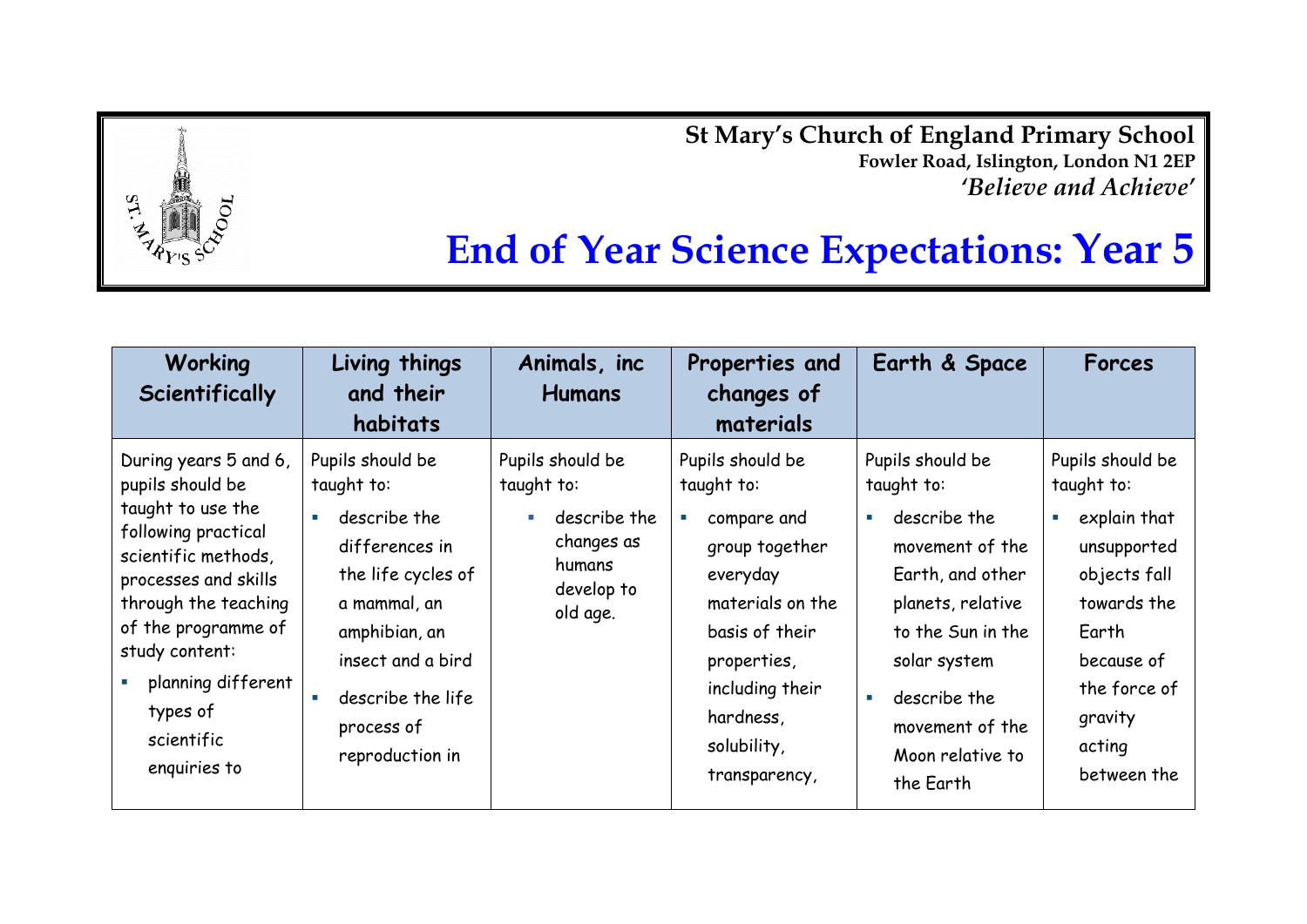**St Mary's Church of England Primary School**
**Fowler Road, Islington, London N1 2EP**
***'Believe and Achieve'***

# End of Year Science Expectations: Year 5

| Working Scientifically | Living things and their habitats | Animals, inc Humans | Properties and changes of materials | Earth & Space | Forces |
|---|---|---|---|---|---|
| During years 5 and 6, pupils should be taught to use the following practical scientific methods, processes and skills through the teaching of the programme of study content:<br>▪ planning different types of scientific enquiries to | Pupils should be taught to:<br>▪ describe the differences in the life cycles of a mammal, an amphibian, an insect and a bird<br>▪ describe the life process of reproduction in | Pupils should be taught to:<br>▪ describe the changes as humans develop to old age. | Pupils should be taught to:<br>▪ compare and group together everyday materials on the basis of their properties, including their hardness, solubility, transparency, | Pupils should be taught to:<br>▪ describe the movement of the Earth, and other planets, relative to the Sun in the solar system<br>▪ describe the movement of the Moon relative to the Earth | Pupils should be taught to:<br>▪ explain that unsupported objects fall towards the Earth because of the force of gravity acting between the |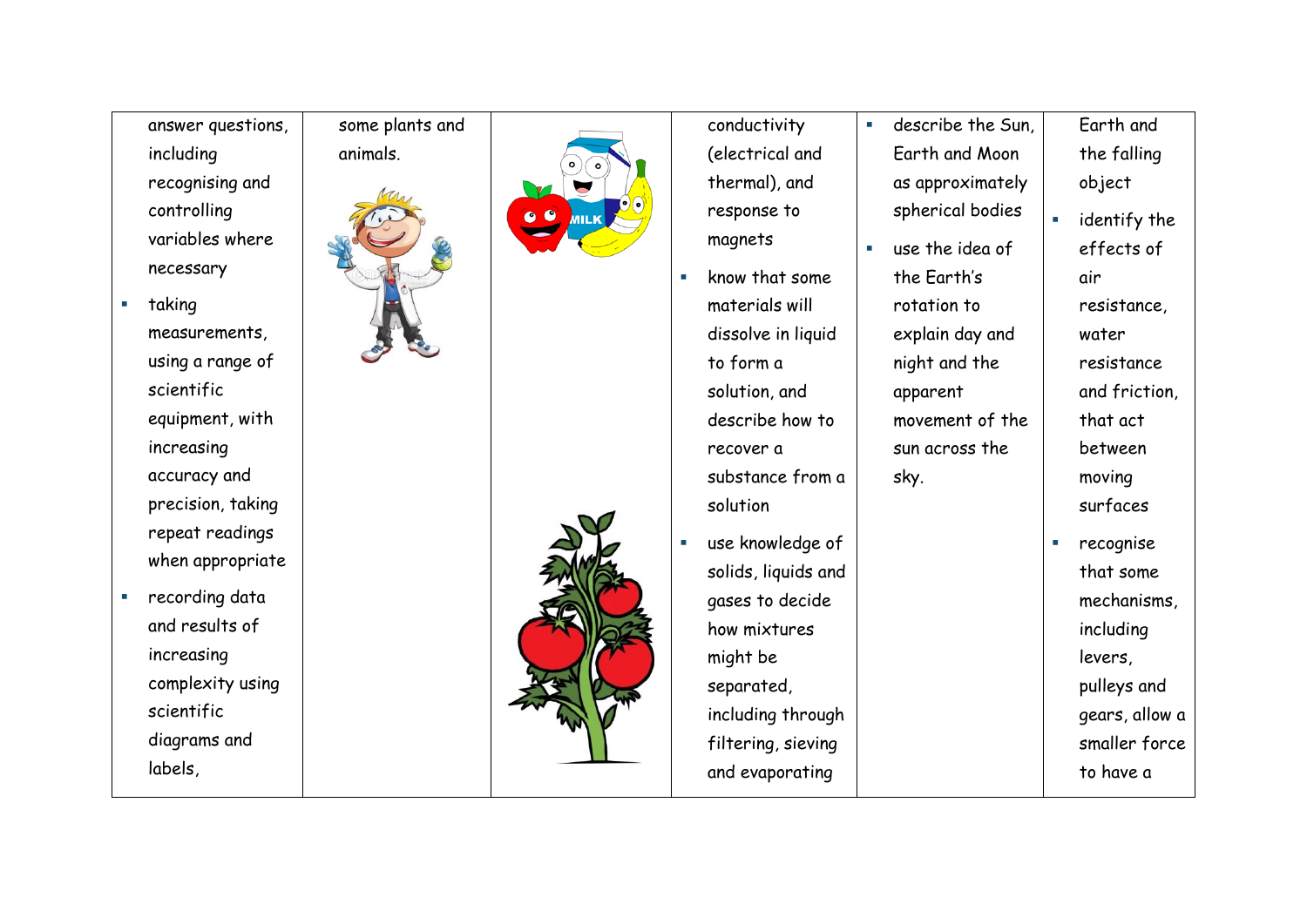| | | | | | |
|---|---|---|---|---|---|
| answer questions, including recognising and controlling variables where necessary<br>▪ taking measurements, using a range of scientific equipment, with increasing accuracy and precision, taking repeat readings when appropriate<br>▪ recording data and results of increasing complexity using scientific diagrams and labels, | some plants and animals. | | conductivity (electrical and thermal), and response to magnets<br>▪ know that some materials will dissolve in liquid to form a solution, and describe how to recover a substance from a solution<br>▪ use knowledge of solids, liquids and gases to decide how mixtures might be separated, including through filtering, sieving and evaporating | ▪ describe the Sun, Earth and Moon as approximately spherical bodies<br>▪ use the idea of the Earth's rotation to explain day and night and the apparent movement of the sun across the sky. | Earth and the falling object<br>▪ identify the effects of air resistance, water resistance and friction, that act between moving surfaces<br>▪ recognise that some mechanisms, including levers, pulleys and gears, allow a smaller force to have a |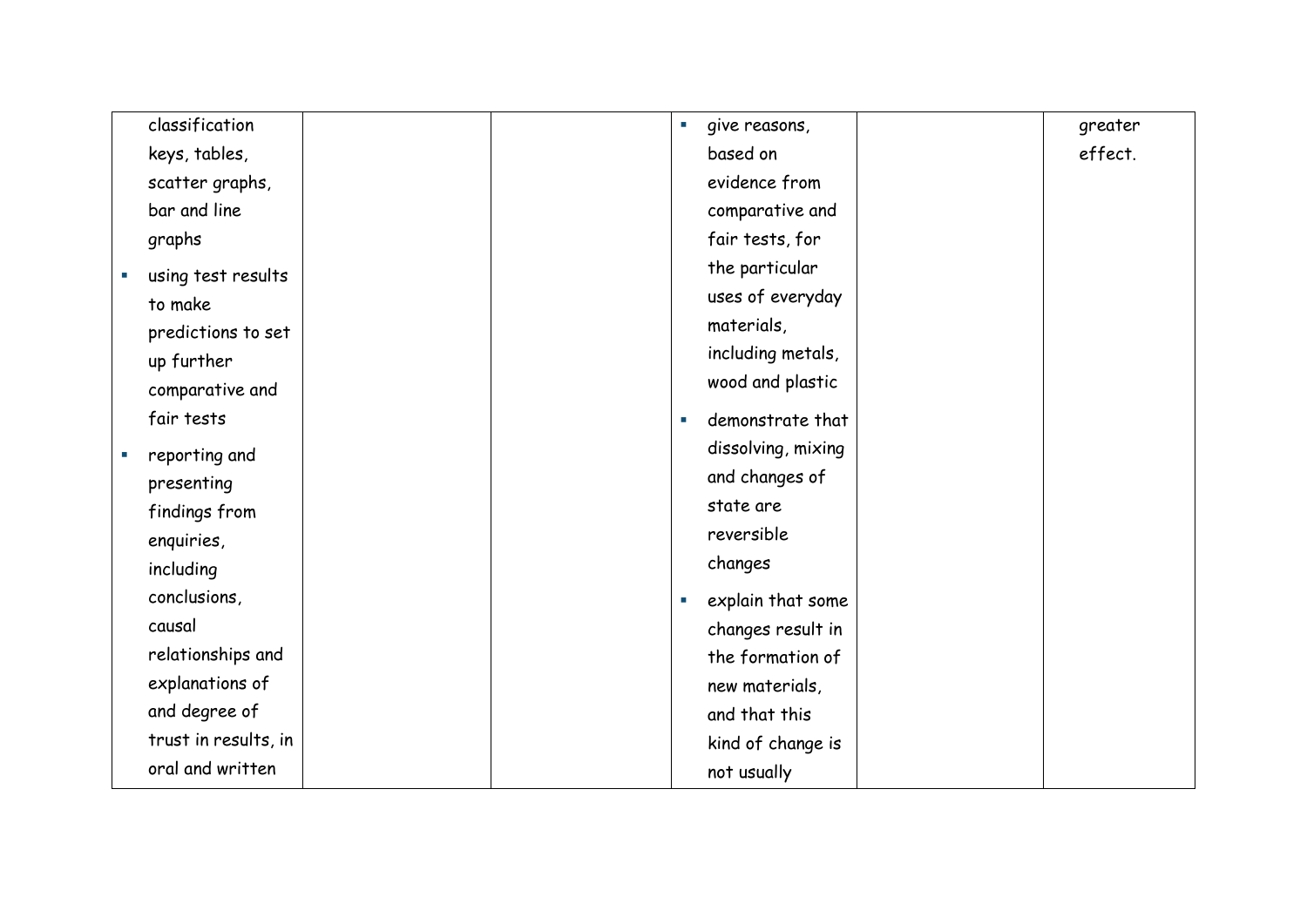|  |  |  |  |  |  |
|---|---|---|---|---|---|
| classification keys, tables, scatter graphs, bar and line graphs<br>▪ using test results to make predictions to set up further comparative and fair tests<br>▪ reporting and presenting findings from enquiries, including conclusions, causal relationships and explanations of and degree of trust in results, in oral and written |  |  | ▪ give reasons, based on evidence from comparative and fair tests, for the particular uses of everyday materials, including metals, wood and plastic<br>▪ demonstrate that dissolving, mixing and changes of state are reversible changes<br>▪ explain that some changes result in the formation of new materials, and that this kind of change is not usually |  | greater effect. |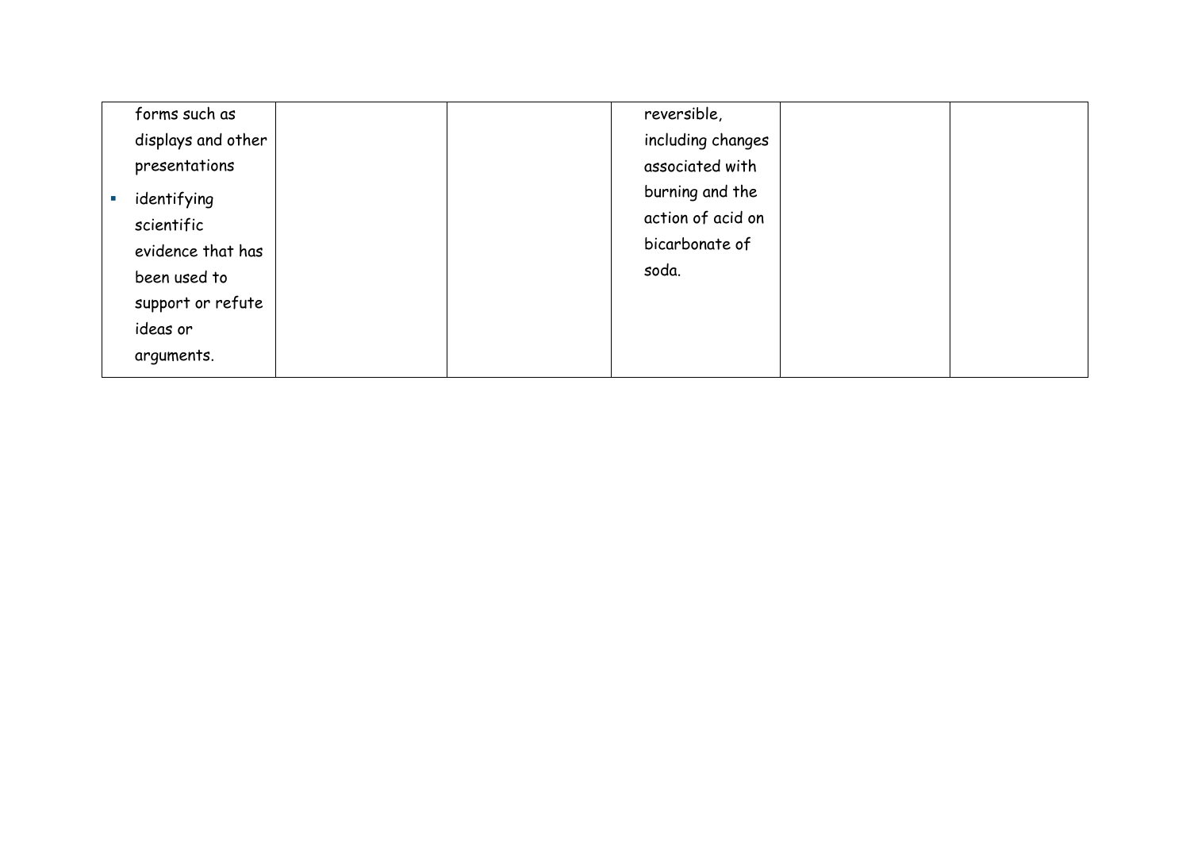| | | | | | |
|---|---|---|---|---|---|
| forms such as displays and other presentations<br>▪ identifying scientific evidence that has been used to support or refute ideas or arguments. | | | reversible, including changes associated with burning and the action of acid on bicarbonate of soda. | | |